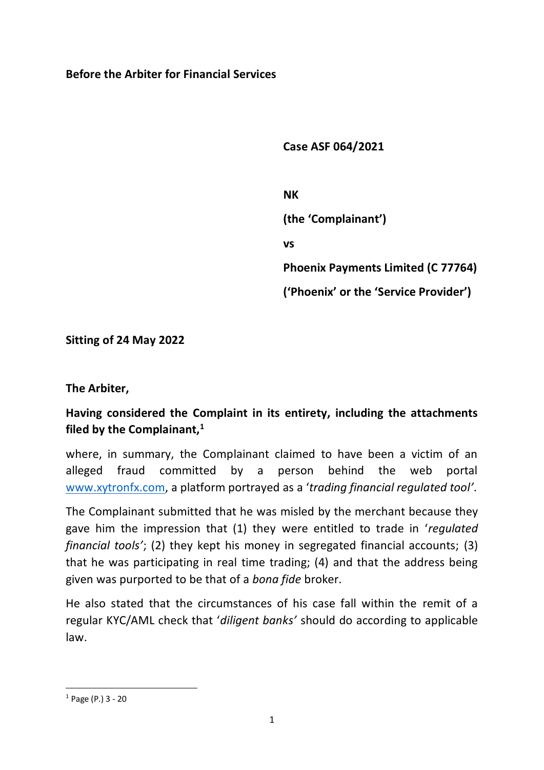**Before the Arbiter for Financial Services**

**Case ASF 064/2021**

**NK**

**(the 'Complainant')**

**vs**

**Phoenix Payments Limited (C 77764)**

**('Phoenix' or the 'Service Provider')**

**Sitting of 24 May 2022**

**The Arbiter,**

**Having considered the Complaint in its entirety, including the attachments filed by the Complainant,[1]**

where, in summary, the Complainant claimed to have been a victim of an alleged fraud committed by a person behind the web portal www.xytronfx.com, a platform portrayed as a '*trading financial regulated tool'*.

The Complainant submitted that he was misled by the merchant because they gave him the impression that (1) they were entitled to trade in '*regulated financial tools'*; (2) they kept his money in segregated financial accounts; (3) that he was participating in real time trading; (4) and that the address being given was purported to be that of a *bona fide* broker.

He also stated that the circumstances of his case fall within the remit of a regular KYC/AML check that '*diligent banks'* should do according to applicable law.

[1] Page (P.) 3 - 20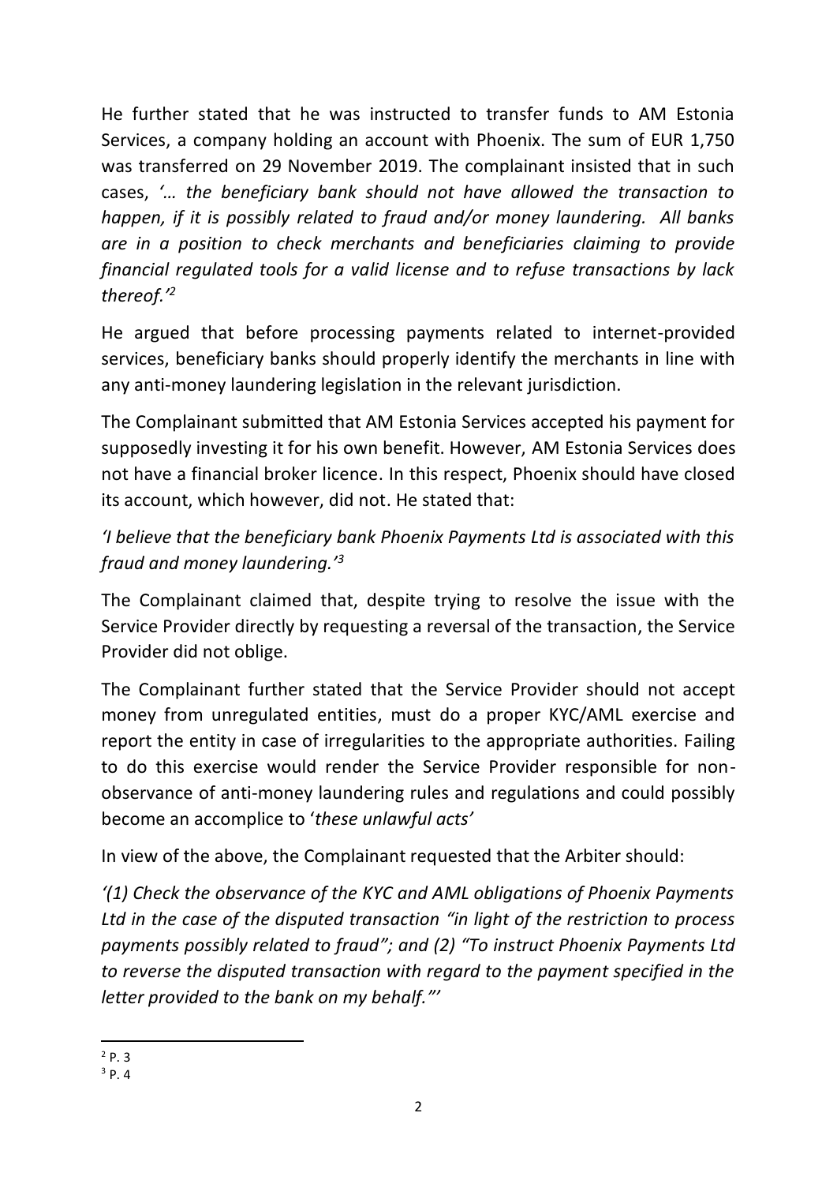He further stated that he was instructed to transfer funds to AM Estonia Services, a company holding an account with Phoenix. The sum of EUR 1,750 was transferred on 29 November 2019. The complainant insisted that in such cases, *'… the beneficiary bank should not have allowed the transaction to happen, if it is possibly related to fraud and/or money laundering. All banks are in a position to check merchants and beneficiaries claiming to provide financial regulated tools for a valid license and to refuse transactions by lack thereof.'*[2]

He argued that before processing payments related to internet-provided services, beneficiary banks should properly identify the merchants in line with any anti-money laundering legislation in the relevant jurisdiction.

The Complainant submitted that AM Estonia Services accepted his payment for supposedly investing it for his own benefit. However, AM Estonia Services does not have a financial broker licence. In this respect, Phoenix should have closed its account, which however, did not. He stated that:

*'I believe that the beneficiary bank Phoenix Payments Ltd is associated with this fraud and money laundering.'*[3]

The Complainant claimed that, despite trying to resolve the issue with the Service Provider directly by requesting a reversal of the transaction, the Service Provider did not oblige.

The Complainant further stated that the Service Provider should not accept money from unregulated entities, must do a proper KYC/AML exercise and report the entity in case of irregularities to the appropriate authorities. Failing to do this exercise would render the Service Provider responsible for non-observance of anti-money laundering rules and regulations and could possibly become an accomplice to '*these unlawful acts'*

In view of the above, the Complainant requested that the Arbiter should:

*'(1) Check the observance of the KYC and AML obligations of Phoenix Payments Ltd in the case of the disputed transaction "in light of the restriction to process payments possibly related to fraud"; and (2) "To instruct Phoenix Payments Ltd to reverse the disputed transaction with regard to the payment specified in the letter provided to the bank on my behalf."'*

---

[2] P. 3

[3] P. 4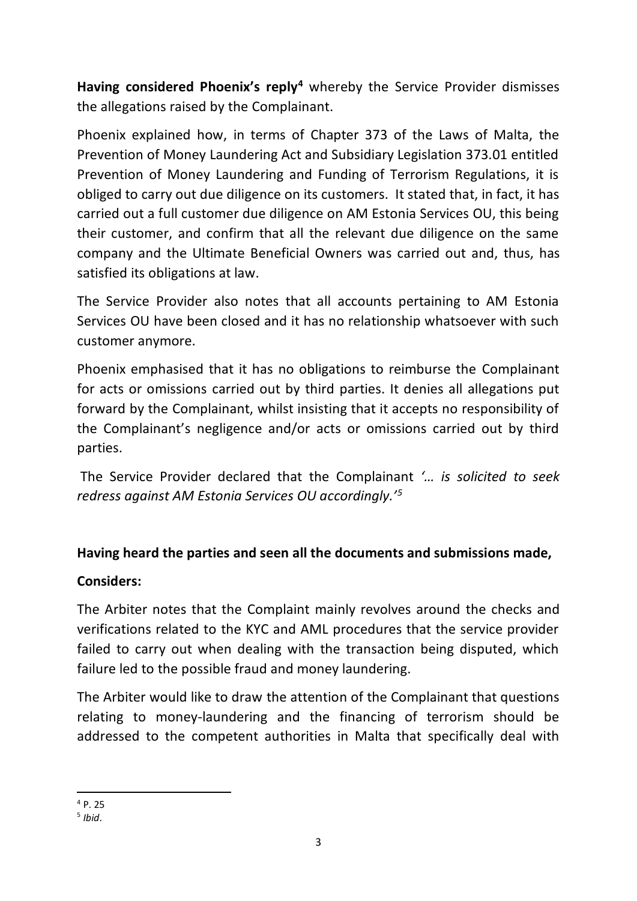**Having considered Phoenix's reply**[4] whereby the Service Provider dismisses the allegations raised by the Complainant.

Phoenix explained how, in terms of Chapter 373 of the Laws of Malta, the Prevention of Money Laundering Act and Subsidiary Legislation 373.01 entitled Prevention of Money Laundering and Funding of Terrorism Regulations, it is obliged to carry out due diligence on its customers. It stated that, in fact, it has carried out a full customer due diligence on AM Estonia Services OU, this being their customer, and confirm that all the relevant due diligence on the same company and the Ultimate Beneficial Owners was carried out and, thus, has satisfied its obligations at law.

The Service Provider also notes that all accounts pertaining to AM Estonia Services OU have been closed and it has no relationship whatsoever with such customer anymore.

Phoenix emphasised that it has no obligations to reimburse the Complainant for acts or omissions carried out by third parties. It denies all allegations put forward by the Complainant, whilst insisting that it accepts no responsibility of the Complainant's negligence and/or acts or omissions carried out by third parties.

The Service Provider declared that the Complainant *'… is solicited to seek redress against AM Estonia Services OU accordingly.'*[5]

**Having heard the parties and seen all the documents and submissions made,**

**Considers:**

The Arbiter notes that the Complaint mainly revolves around the checks and verifications related to the KYC and AML procedures that the service provider failed to carry out when dealing with the transaction being disputed, which failure led to the possible fraud and money laundering.

The Arbiter would like to draw the attention of the Complainant that questions relating to money-laundering and the financing of terrorism should be addressed to the competent authorities in Malta that specifically deal with

---

[4] P. 25

[5] *Ibid*.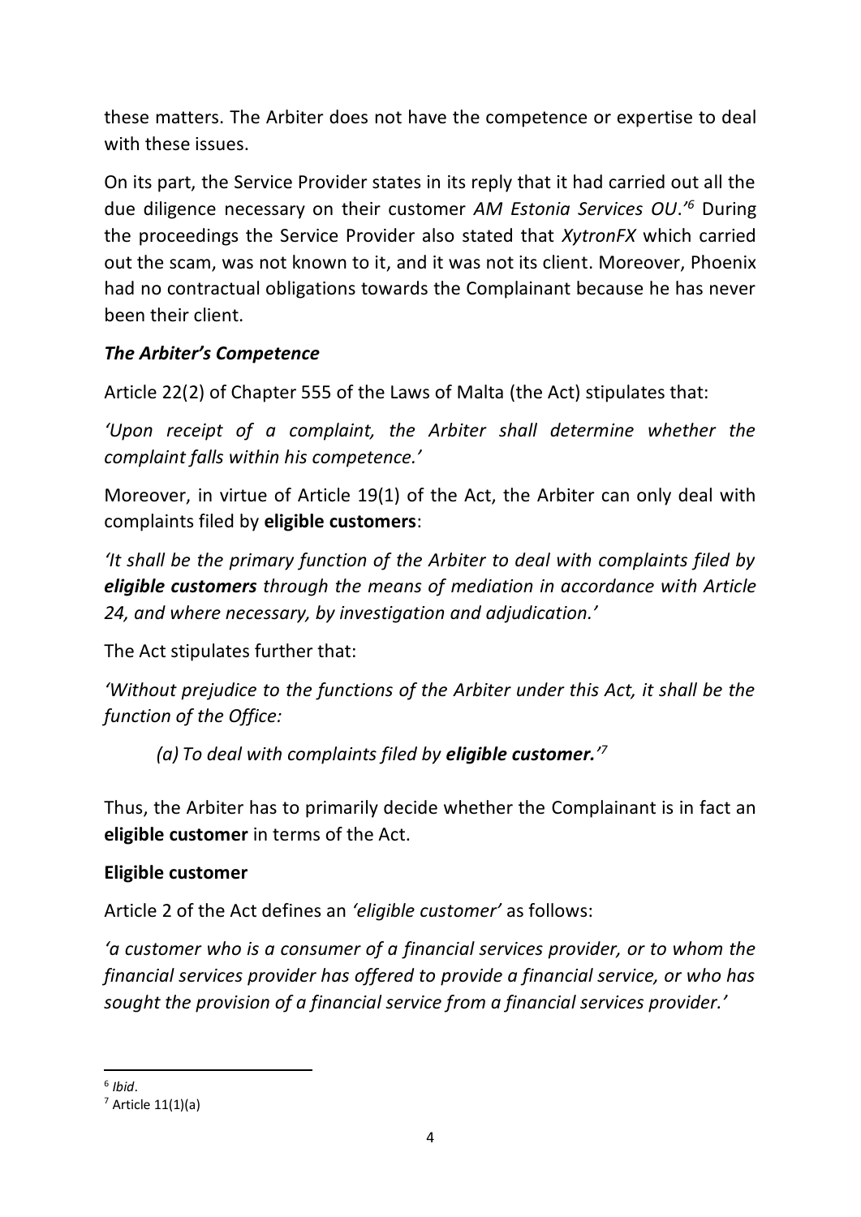these matters. The Arbiter does not have the competence or expertise to deal with these issues.

On its part, the Service Provider states in its reply that it had carried out all the due diligence necessary on their customer *AM Estonia Services OU*.'[6] During the proceedings the Service Provider also stated that *XytronFX* which carried out the scam, was not known to it, and it was not its client. Moreover, Phoenix had no contractual obligations towards the Complainant because he has never been their client.

### *The Arbiter's Competence*

Article 22(2) of Chapter 555 of the Laws of Malta (the Act) stipulates that:

*'Upon receipt of a complaint, the Arbiter shall determine whether the complaint falls within his competence.'*

Moreover, in virtue of Article 19(1) of the Act, the Arbiter can only deal with complaints filed by **eligible customers**:

*'It shall be the primary function of the Arbiter to deal with complaints filed by **eligible customers** through the means of mediation in accordance with Article 24, and where necessary, by investigation and adjudication.'*

The Act stipulates further that:

*'Without prejudice to the functions of the Arbiter under this Act, it shall be the function of the Office:*

> *(a) To deal with complaints filed by **eligible customer.**'*[7]

Thus, the Arbiter has to primarily decide whether the Complainant is in fact an **eligible customer** in terms of the Act.

### **Eligible customer**

Article 2 of the Act defines an *'eligible customer'* as follows:

*'a customer who is a consumer of a financial services provider, or to whom the financial services provider has offered to provide a financial service, or who has sought the provision of a financial service from a financial services provider.'*

---

[6] *Ibid*.

[7] Article 11(1)(a)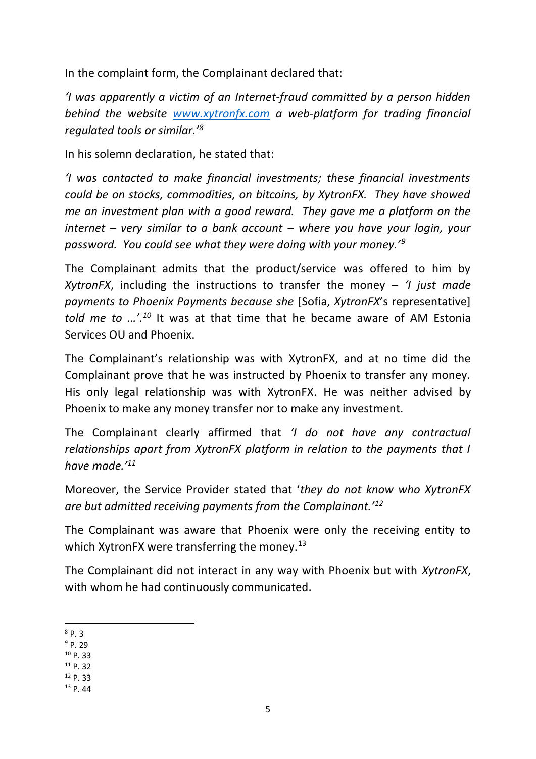In the complaint form, the Complainant declared that:

*'I was apparently a victim of an Internet-fraud committed by a person hidden behind the website [www.xytronfx.com](www.xytronfx.com) a web-platform for trading financial regulated tools or similar.'*[8]

In his solemn declaration, he stated that:

*'I was contacted to make financial investments; these financial investments could be on stocks, commodities, on bitcoins, by XytronFX. They have showed me an investment plan with a good reward. They gave me a platform on the internet – very similar to a bank account – where you have your login, your password. You could see what they were doing with your money.'*[9]

The Complainant admits that the product/service was offered to him by *XytronFX*, including the instructions to transfer the money – *'I just made payments to Phoenix Payments because she* [Sofia, *XytronFX*'s representative] *told me to …'.*[10] It was at that time that he became aware of AM Estonia Services OU and Phoenix.

The Complainant's relationship was with XytronFX, and at no time did the Complainant prove that he was instructed by Phoenix to transfer any money. His only legal relationship was with XytronFX. He was neither advised by Phoenix to make any money transfer nor to make any investment.

The Complainant clearly affirmed that *'I do not have any contractual relationships apart from XytronFX platform in relation to the payments that I have made.'*[11]

Moreover, the Service Provider stated that '*they do not know who XytronFX are but admitted receiving payments from the Complainant.'*[12]

The Complainant was aware that Phoenix were only the receiving entity to which XytronFX were transferring the money.[13]

The Complainant did not interact in any way with Phoenix but with *XytronFX*, with whom he had continuously communicated.

[8] P. 3

[9] P. 29

[10] P. 33

[11] P. 32

[12] P. 33

[13] P. 44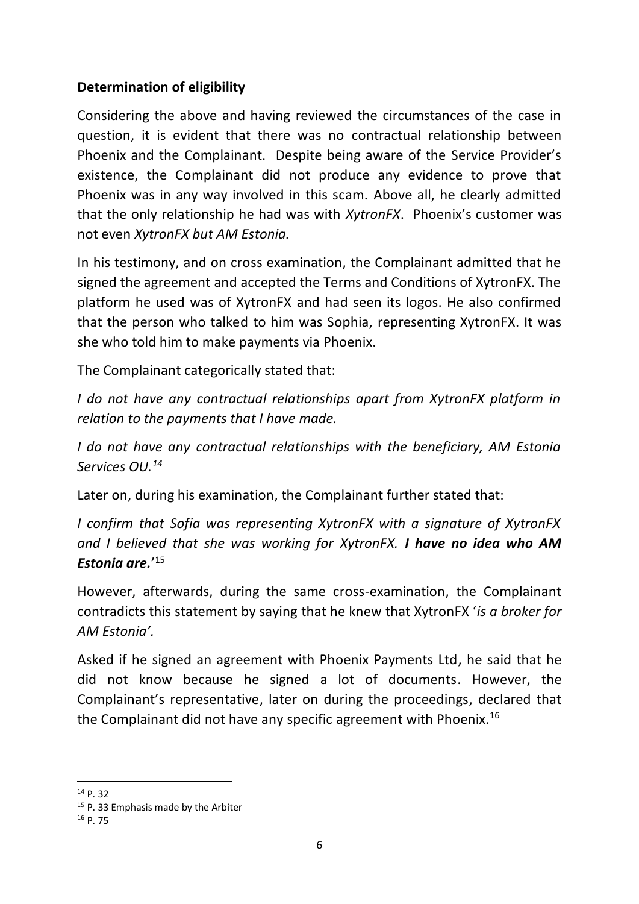**Determination of eligibility**

Considering the above and having reviewed the circumstances of the case in question, it is evident that there was no contractual relationship between Phoenix and the Complainant. Despite being aware of the Service Provider's existence, the Complainant did not produce any evidence to prove that Phoenix was in any way involved in this scam. Above all, he clearly admitted that the only relationship he had was with *XytronFX*. Phoenix's customer was not even *XytronFX but AM Estonia.*

In his testimony, and on cross examination, the Complainant admitted that he signed the agreement and accepted the Terms and Conditions of XytronFX. The platform he used was of XytronFX and had seen its logos. He also confirmed that the person who talked to him was Sophia, representing XytronFX. It was she who told him to make payments via Phoenix.

The Complainant categorically stated that:

*I do not have any contractual relationships apart from XytronFX platform in relation to the payments that I have made.*

*I do not have any contractual relationships with the beneficiary, AM Estonia Services OU.*[14]

Later on, during his examination, the Complainant further stated that:

*I confirm that Sofia was representing XytronFX with a signature of XytronFX and I believed that she was working for XytronFX.* ***I have no idea who AM Estonia are.***'[15]

However, afterwards, during the same cross-examination, the Complainant contradicts this statement by saying that he knew that XytronFX '*is a broker for AM Estonia'.*

Asked if he signed an agreement with Phoenix Payments Ltd, he said that he did not know because he signed a lot of documents. However, the Complainant's representative, later on during the proceedings, declared that the Complainant did not have any specific agreement with Phoenix.[16]

[14] P. 32

[15] P. 33 Emphasis made by the Arbiter

[16] P. 75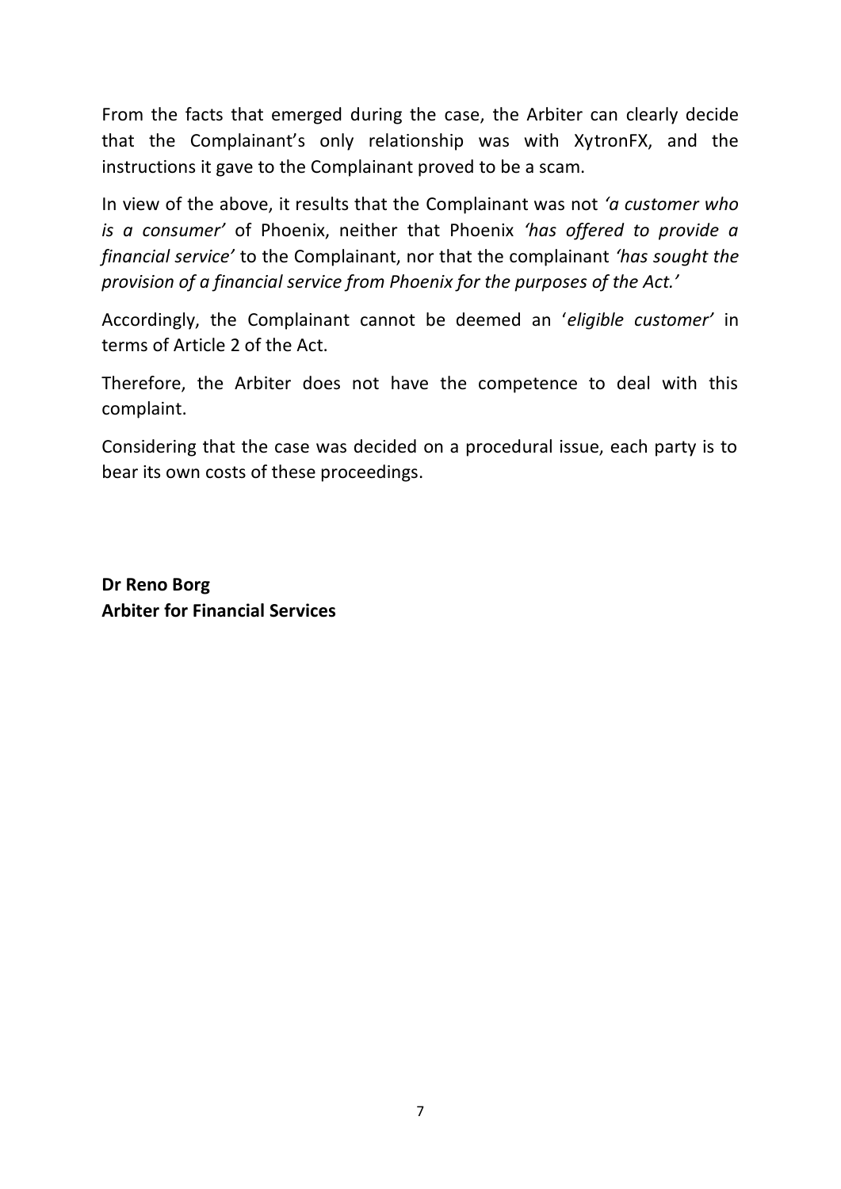From the facts that emerged during the case, the Arbiter can clearly decide that the Complainant's only relationship was with XytronFX, and the instructions it gave to the Complainant proved to be a scam.

In view of the above, it results that the Complainant was not *'a customer who is a consumer'* of Phoenix, neither that Phoenix *'has offered to provide a financial service'* to the Complainant, nor that the complainant *'has sought the provision of a financial service from Phoenix for the purposes of the Act.'*

Accordingly, the Complainant cannot be deemed an '*eligible customer'* in terms of Article 2 of the Act.

Therefore, the Arbiter does not have the competence to deal with this complaint.

Considering that the case was decided on a procedural issue, each party is to bear its own costs of these proceedings.

**Dr Reno Borg**
**Arbiter for Financial Services**